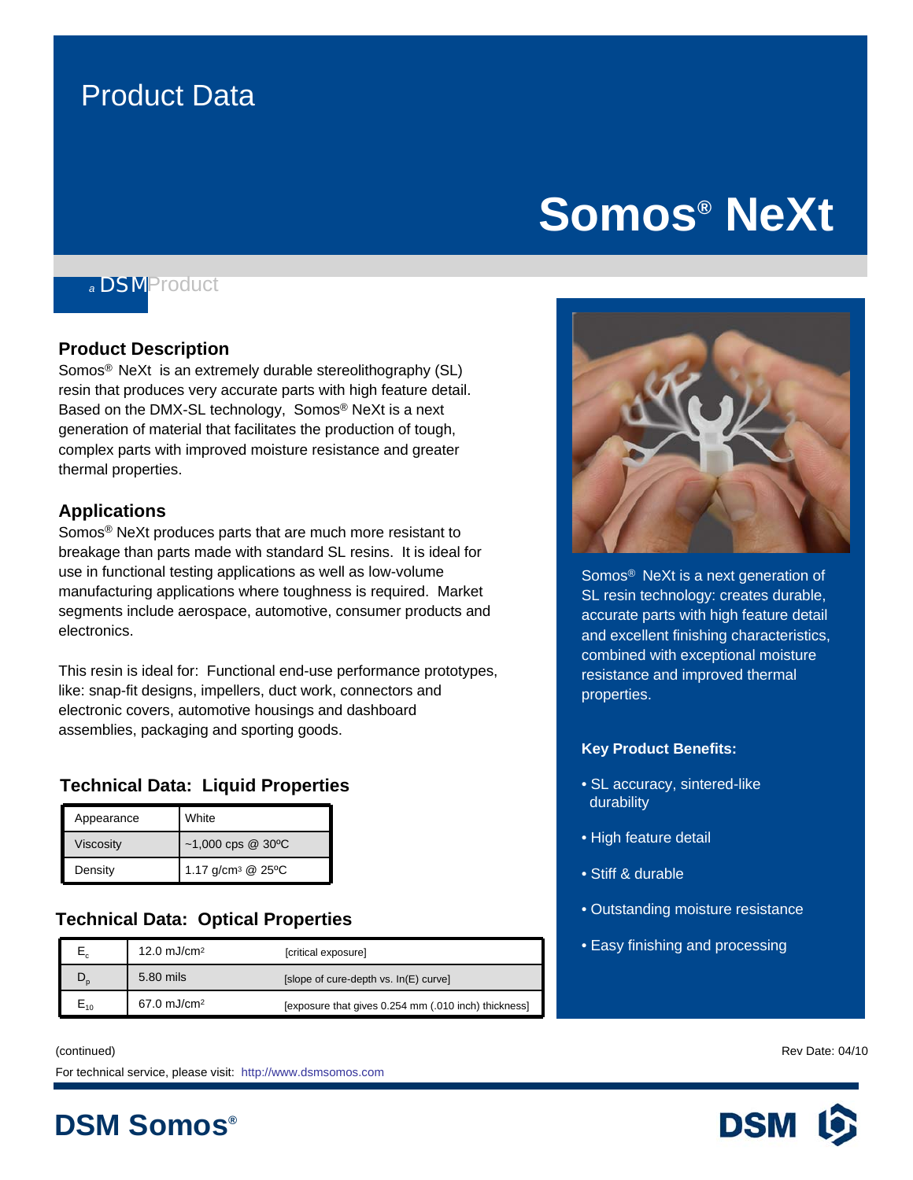# Product Data

# Somos® NeXt

a DSM Product

## Product Description

Somos® NeXt is an extremely durable stereolithography (SL) resin that produces very accurate parts with high feature detail. Based on the DMX-SL technology, Somos® NeXt is a next generation of material that facilitates the production of tough, complex parts with improved moisture resistance and greater thermal properties.

## Applications

Somos® NeXt produces parts that are much more resistant to breakage than parts made with standard SL resins. It is ideal for use in functional testing applications as well as low-volume manufacturing applications where toughness is required. Market segments include aerospace, automotive, consumer products and electronics.

This resin is ideal for: Functional end-use performance prototypes, like: snap-fit designs, impellers, duct work, connectors and electronic covers, automotive housings and dashboard assemblies, packaging and sporting goods.

## Technical Data: Liquid Properties

| Appearance | White |
|---|---|
| Viscosity | ~1,000 cps @ 30ºC |
| Density | 1.17 g/cm³ @ 25ºC |

## Technical Data: Optical Properties

| $E_c$ | 12.0 mJ/cm² | [critical exposure] |
|---|---|---|
| $D_p$ | 5.80 mils | [slope of cure-depth vs. ln(E) curve] |
| $E_{10}$ | 67.0 mJ/cm² | [exposure that gives 0.254 mm (.010 inch) thickness] |

Somos® NeXt is a next generation of SL resin technology: creates durable, accurate parts with high feature detail and excellent finishing characteristics, combined with exceptional moisture resistance and improved thermal properties.

**Key Product Benefits:**

- SL accuracy, sintered-like durability
- High feature detail
- Stiff & durable
- Outstanding moisture resistance
- Easy finishing and processing

(continued)

Rev Date: 04/10

For technical service, please visit: http://www.dsmsomos.com

DSM Somos®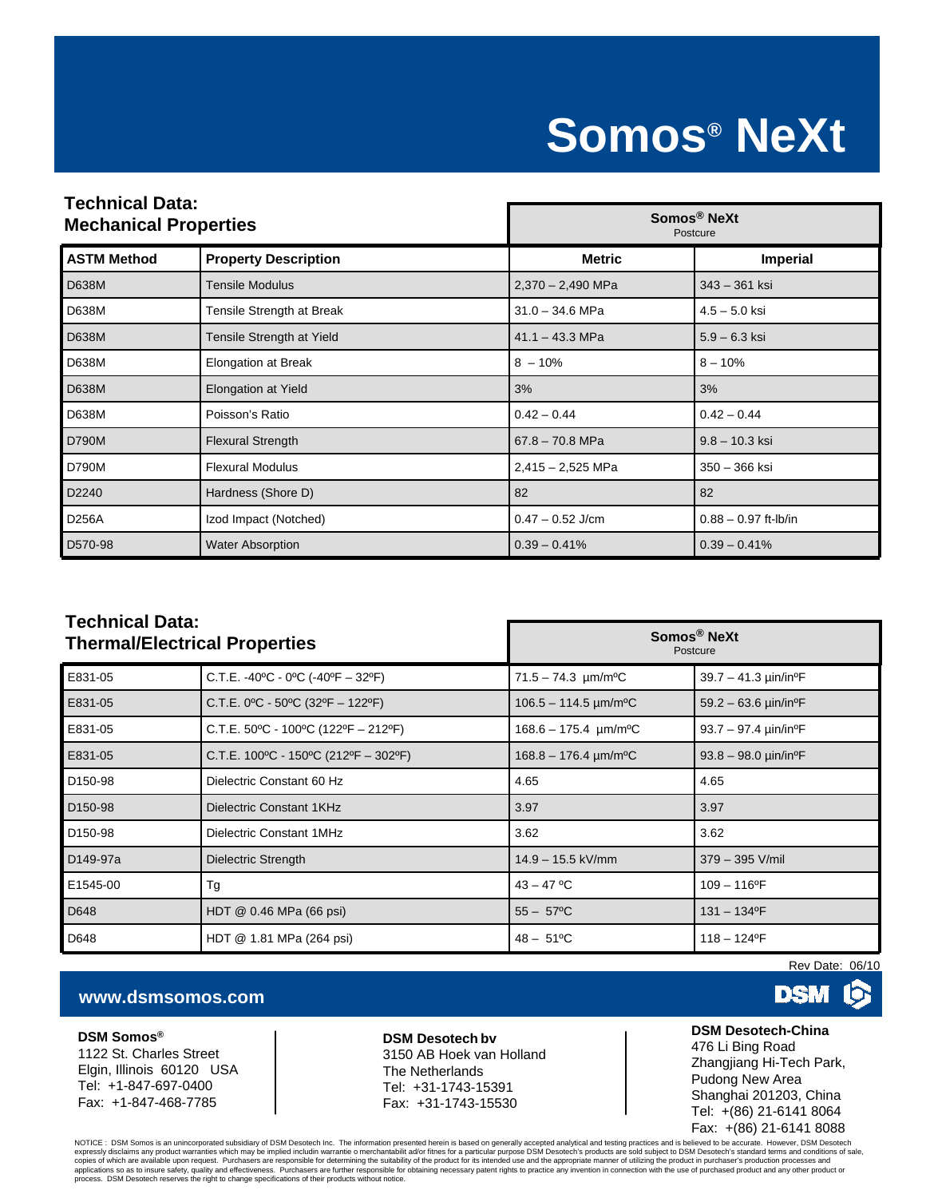# Somos® NeXt

## Technical Data: Mechanical Properties

| | | Somos® NeXt Postcure | |
|---|---|---|---|
| **ASTM Method** | **Property Description** | **Metric** | **Imperial** |
| D638M | Tensile Modulus | 2,370 – 2,490 MPa | 343 – 361 ksi |
| D638M | Tensile Strength at Break | 31.0 – 34.6 MPa | 4.5 – 5.0 ksi |
| D638M | Tensile Strength at Yield | 41.1 – 43.3 MPa | 5.9 – 6.3 ksi |
| D638M | Elongation at Break | 8 – 10% | 8 – 10% |
| D638M | Elongation at Yield | 3% | 3% |
| D638M | Poisson's Ratio | 0.42 – 0.44 | 0.42 – 0.44 |
| D790M | Flexural Strength | 67.8 – 70.8 MPa | 9.8 – 10.3 ksi |
| D790M | Flexural Modulus | 2,415 – 2,525 MPa | 350 – 366 ksi |
| D2240 | Hardness (Shore D) | 82 | 82 |
| D256A | Izod Impact (Notched) | 0.47 – 0.52 J/cm | 0.88 – 0.97 ft-lb/in |
| D570-98 | Water Absorption | 0.39 – 0.41% | 0.39 – 0.41% |

## Technical Data: Thermal/Electrical Properties

| | | Somos® NeXt Postcure | |
|---|---|---|---|
| E831-05 | C.T.E. -40ºC - 0ºC (-40ºF – 32ºF) | 71.5 – 74.3 µm/mºC | 39.7 – 41.3 µin/inºF |
| E831-05 | C.T.E. 0ºC - 50ºC (32ºF – 122ºF) | 106.5 – 114.5 µm/mºC | 59.2 – 63.6 µin/inºF |
| E831-05 | C.T.E. 50ºC - 100ºC (122ºF – 212ºF) | 168.6 – 175.4 µm/mºC | 93.7 – 97.4 µin/inºF |
| E831-05 | C.T.E. 100ºC - 150ºC (212ºF – 302ºF) | 168.8 – 176.4 µm/mºC | 93.8 – 98.0 µin/inºF |
| D150-98 | Dielectric Constant 60 Hz | 4.65 | 4.65 |
| D150-98 | Dielectric Constant 1KHz | 3.97 | 3.97 |
| D150-98 | Dielectric Constant 1MHz | 3.62 | 3.62 |
| D149-97a | Dielectric Strength | 14.9 – 15.5 kV/mm | 379 – 395 V/mil |
| E1545-00 | Tg | 43 – 47 ºC | 109 – 116ºF |
| D648 | HDT @ 0.46 MPa (66 psi) | 55 – 57ºC | 131 – 134ºF |
| D648 | HDT @ 1.81 MPa (264 psi) | 48 – 51ºC | 118 – 124ºF |

Rev Date: 06/10

**www.dsmsomos.com**

DSM

**DSM Somos®**
1122 St. Charles Street
Elgin, Illinois 60120 USA
Tel: +1-847-697-0400
Fax: +1-847-468-7785

**DSM Desotech bv**
3150 AB Hoek van Holland
The Netherlands
Tel: +31-1743-15391
Fax: +31-1743-15530

**DSM Desotech-China**
476 Li Bing Road
Zhangjiang Hi-Tech Park,
Pudong New Area
Shanghai 201203, China
Tel: +(86) 21-6141 8064
Fax: +(86) 21-6141 8088

NOTICE : DSM Somos is an unincorporated subsidiary of DSM Desotech Inc. The information presented herein is based on generally accepted analytical and testing practices and is believed to be accurate. However, DSM Desotech expressly disclaims any product warranties which may be implied includin warrantie o merchantabilit ad/or fitnes for a particular purpose DSM Desotech's products are sold subject to DSM Desotech's standard terms and conditions of sale, copies of which are available upon request. Purchasers are responsible for determining the suitability of the product for its intended use and the appropriate manner of utilizing the product in purchaser's production processes and applications so as to insure safety, quality and effectiveness. Purchasers are further responsible for obtaining necessary patent rights to practice any invention in connection with the use of purchased product and any other product or process. DSM Desotech reserves the right to change specifications of their products without notice.